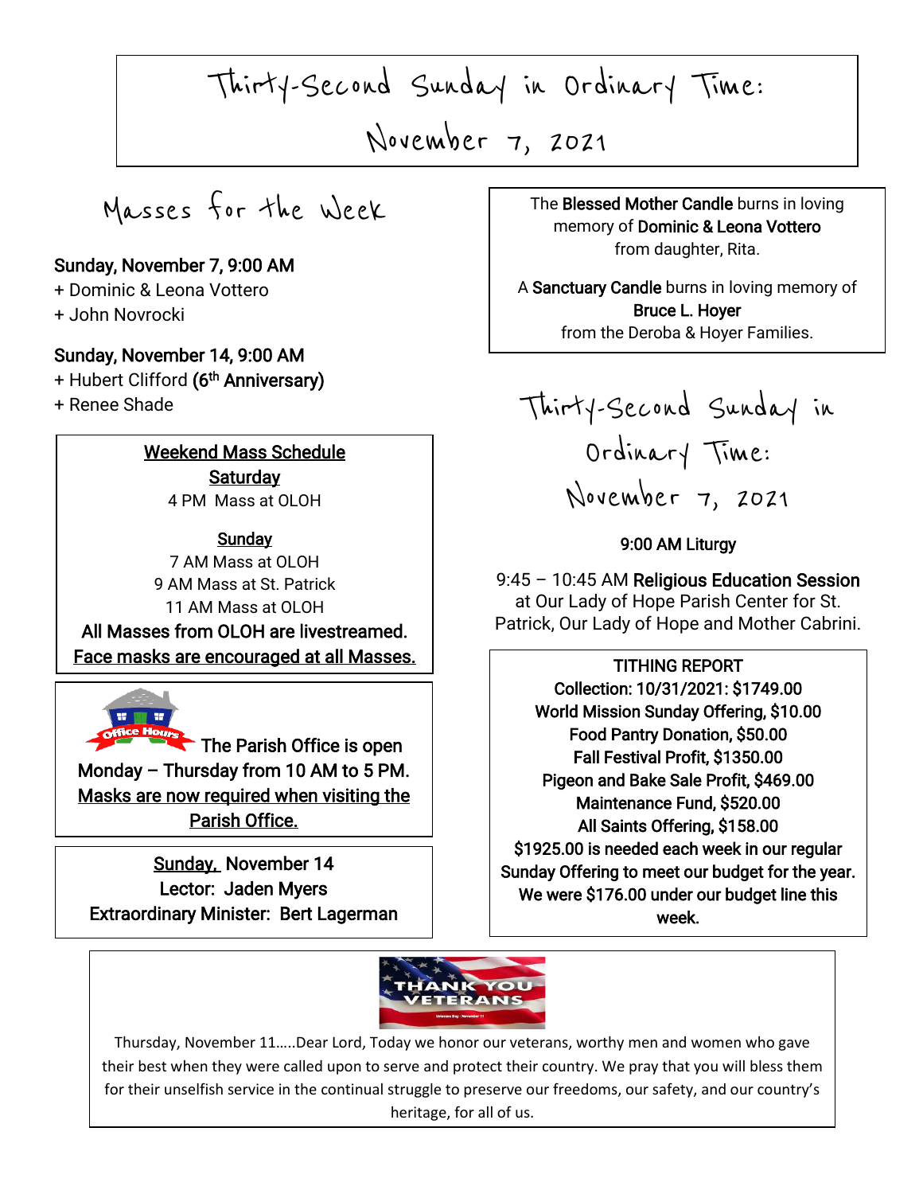# Thirty-Second Sunday in Ordinary Time: November 7, 2021

## Masses for the Week

**Sunday, November 7, 9:00 AM**
+ Dominic & Leona Vottero
+ John Novrocki

**Sunday, November 14, 9:00 AM**
+ Hubert Clifford **(6th Anniversary)**
+ Renee Shade

**Weekend Mass Schedule**

**Saturday**
4 PM Mass at OLOH

**Sunday**
7 AM Mass at OLOH
9 AM Mass at St. Patrick
11 AM Mass at OLOH

**All Masses from OLOH are livestreamed.**
**Face masks are encouraged at all Masses.**

Office Hours

**The Parish Office is open Monday – Thursday from 10 AM to 5 PM. Masks are now required when visiting the Parish Office.**

**Sunday, November 14**
**Lector: Jaden Myers**
**Extraordinary Minister: Bert Lagerman**

The **Blessed Mother Candle** burns in loving memory of **Dominic & Leona Vottero** from daughter, Rita.

A **Sanctuary Candle** burns in loving memory of **Bruce L. Hoyer** from the Deroba & Hoyer Families.

## Thirty-Second Sunday in Ordinary Time: November 7, 2021

**9:00 AM Liturgy**

9:45 – 10:45 AM **Religious Education Session** at Our Lady of Hope Parish Center for St. Patrick, Our Lady of Hope and Mother Cabrini.

**TITHING REPORT**
**Collection: 10/31/2021: $1749.00**
**World Mission Sunday Offering, $10.00**
**Food Pantry Donation, $50.00**
**Fall Festival Profit, $1350.00**
**Pigeon and Bake Sale Profit, $469.00**
**Maintenance Fund, $520.00**
**All Saints Offering, $158.00**
**$1925.00 is needed each week in our regular Sunday Offering to meet our budget for the year. We were $176.00 under our budget line this week.**

THANK YOU VETERANS

Thursday, November 11.....Dear Lord, Today we honor our veterans, worthy men and women who gave their best when they were called upon to serve and protect their country. We pray that you will bless them for their unselfish service in the continual struggle to preserve our freedoms, our safety, and our country's heritage, for all of us.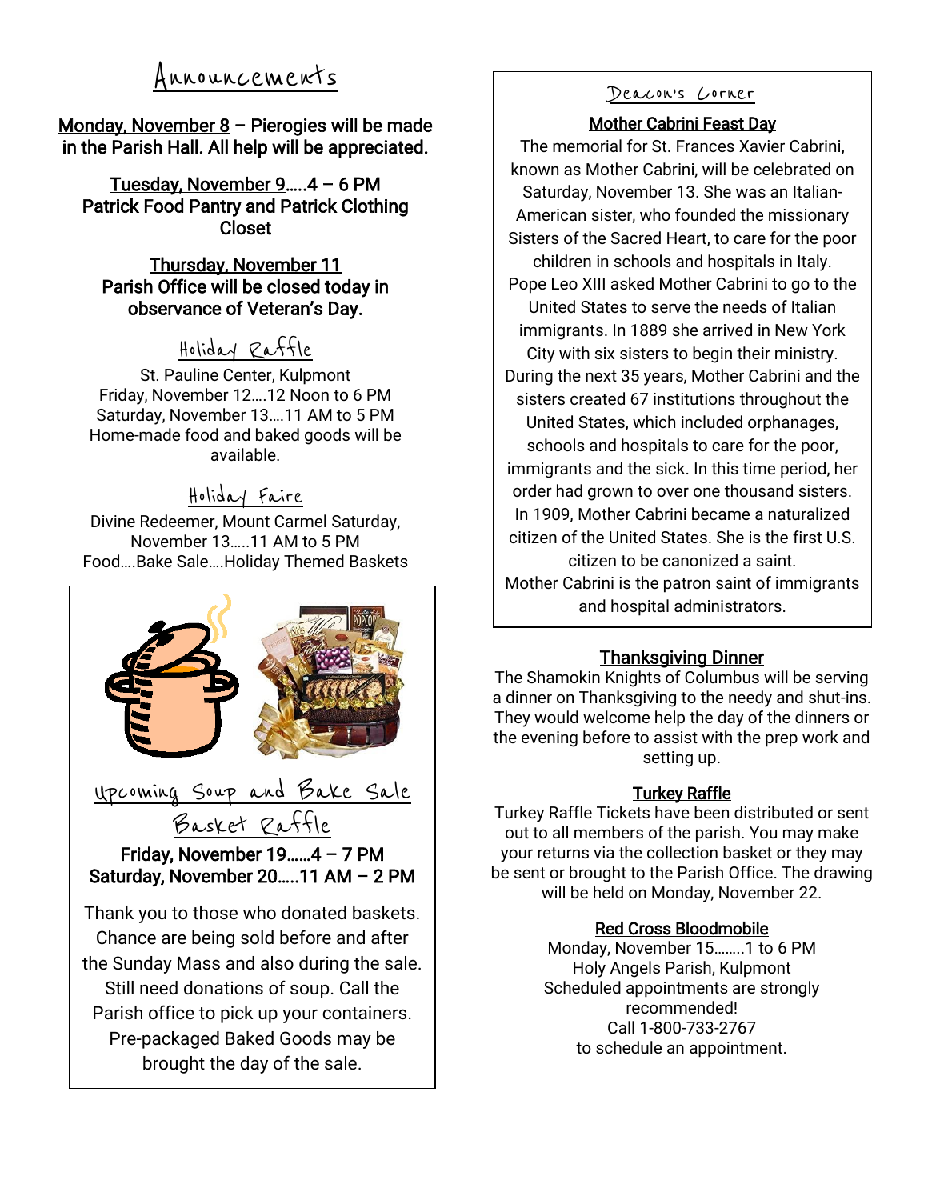# Announcements

Monday, November 8 – Pierogies will be made in the Parish Hall. All help will be appreciated.

Tuesday, November 9…..4 – 6 PM
Patrick Food Pantry and Patrick Clothing Closet

Thursday, November 11
Parish Office will be closed today in observance of Veteran's Day.

## Holiday Raffle

St. Pauline Center, Kulpmont
Friday, November 12….12 Noon to 6 PM
Saturday, November 13….11 AM to 5 PM
Home-made food and baked goods will be available.

## Holiday Faire

Divine Redeemer, Mount Carmel Saturday, November 13…..11 AM to 5 PM
Food….Bake Sale….Holiday Themed Baskets

## Upcoming Soup and Bake Sale Basket Raffle

**Friday, November 19……4 – 7 PM**
**Saturday, November 20…..11 AM – 2 PM**

Thank you to those who donated baskets. Chance are being sold before and after the Sunday Mass and also during the sale. Still need donations of soup. Call the Parish office to pick up your containers. Pre-packaged Baked Goods may be brought the day of the sale.

## Deacon's Corner

### Mother Cabrini Feast Day

The memorial for St. Frances Xavier Cabrini, known as Mother Cabrini, will be celebrated on Saturday, November 13. She was an Italian-American sister, who founded the missionary Sisters of the Sacred Heart, to care for the poor children in schools and hospitals in Italy. Pope Leo XIII asked Mother Cabrini to go to the United States to serve the needs of Italian immigrants. In 1889 she arrived in New York City with six sisters to begin their ministry. During the next 35 years, Mother Cabrini and the sisters created 67 institutions throughout the United States, which included orphanages, schools and hospitals to care for the poor, immigrants and the sick. In this time period, her order had grown to over one thousand sisters. In 1909, Mother Cabrini became a naturalized citizen of the United States. She is the first U.S. citizen to be canonized a saint.
Mother Cabrini is the patron saint of immigrants and hospital administrators.

### Thanksgiving Dinner

The Shamokin Knights of Columbus will be serving a dinner on Thanksgiving to the needy and shut-ins. They would welcome help the day of the dinners or the evening before to assist with the prep work and setting up.

### Turkey Raffle

Turkey Raffle Tickets have been distributed or sent out to all members of the parish. You may make your returns via the collection basket or they may be sent or brought to the Parish Office. The drawing will be held on Monday, November 22.

### Red Cross Bloodmobile

Monday, November 15……..1 to 6 PM
Holy Angels Parish, Kulpmont
Scheduled appointments are strongly recommended!
Call 1-800-733-2767
to schedule an appointment.